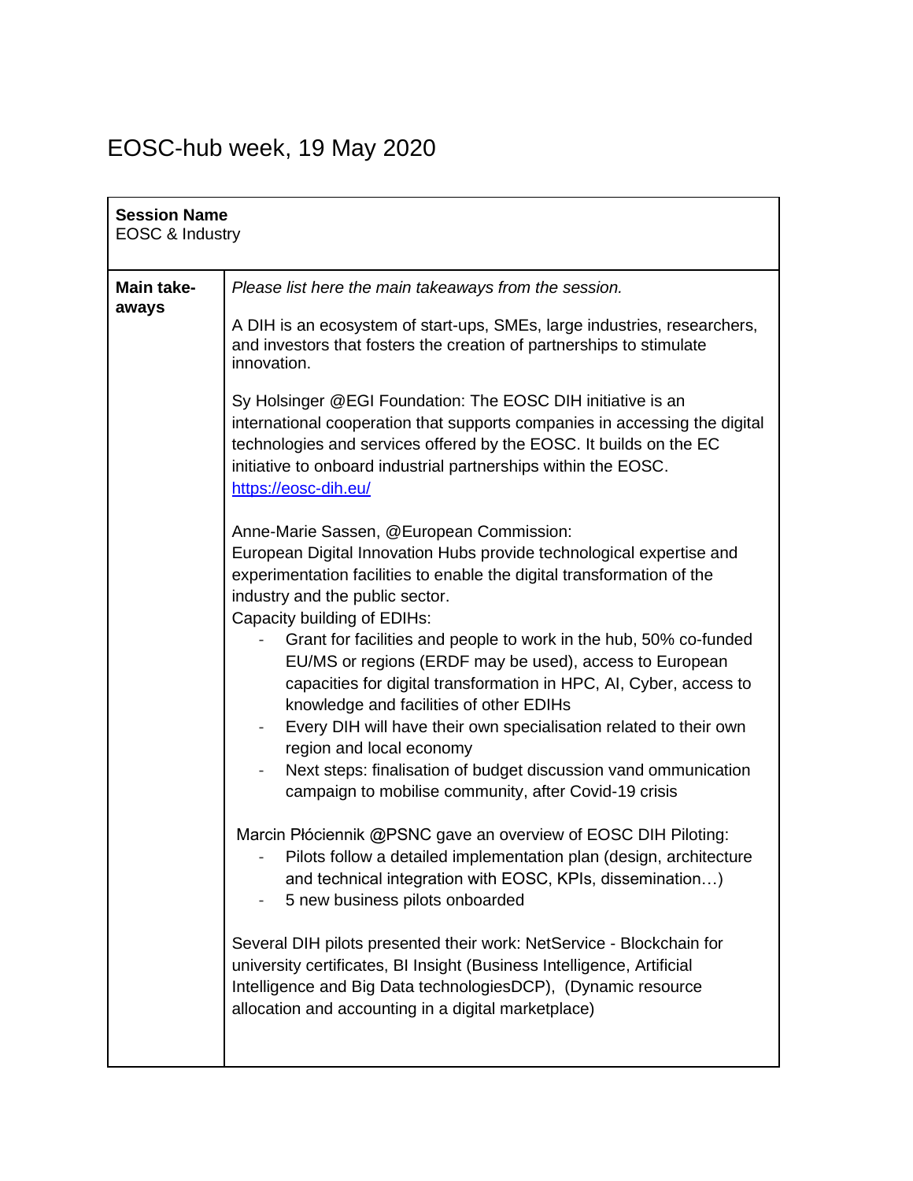# EOSC-hub week, 19 May 2020

| **Session Name**<br>EOSC & Industry | |
|---|---|
| **Main take-aways** | *Please list here the main takeaways from the session.*<br><br>A DIH is an ecosystem of start-ups, SMEs, large industries, researchers, and investors that fosters the creation of partnerships to stimulate innovation.<br><br>Sy Holsinger @EGI Foundation: The EOSC DIH initiative is an international cooperation that supports companies in accessing the digital technologies and services offered by the EOSC. It builds on the EC initiative to onboard industrial partnerships within the EOSC. [https://eosc-dih.eu/](https://eosc-dih.eu/)<br><br>Anne-Marie Sassen, @European Commission:<br>European Digital Innovation Hubs provide technological expertise and experimentation facilities to enable the digital transformation of the industry and the public sector.<br>Capacity building of EDIHs:<br>- Grant for facilities and people to work in the hub, 50% co-funded EU/MS or regions (ERDF may be used), access to European capacities for digital transformation in HPC, AI, Cyber, access to knowledge and facilities of other EDIHs<br>- Every DIH will have their own specialisation related to their own region and local economy<br>- Next steps: finalisation of budget discussion vand ommunication campaign to mobilise community, after Covid-19 crisis<br><br>Marcin Płóciennik @PSNC gave an overview of EOSC DIH Piloting:<br>- Pilots follow a detailed implementation plan (design, architecture and technical integration with EOSC, KPIs, dissemination…)<br>- 5 new business pilots onboarded<br><br>Several DIH pilots presented their work: NetService - Blockchain for university certificates, BI Insight (Business Intelligence, Artificial Intelligence and Big Data technologiesDCP), (Dynamic resource allocation and accounting in a digital marketplace) |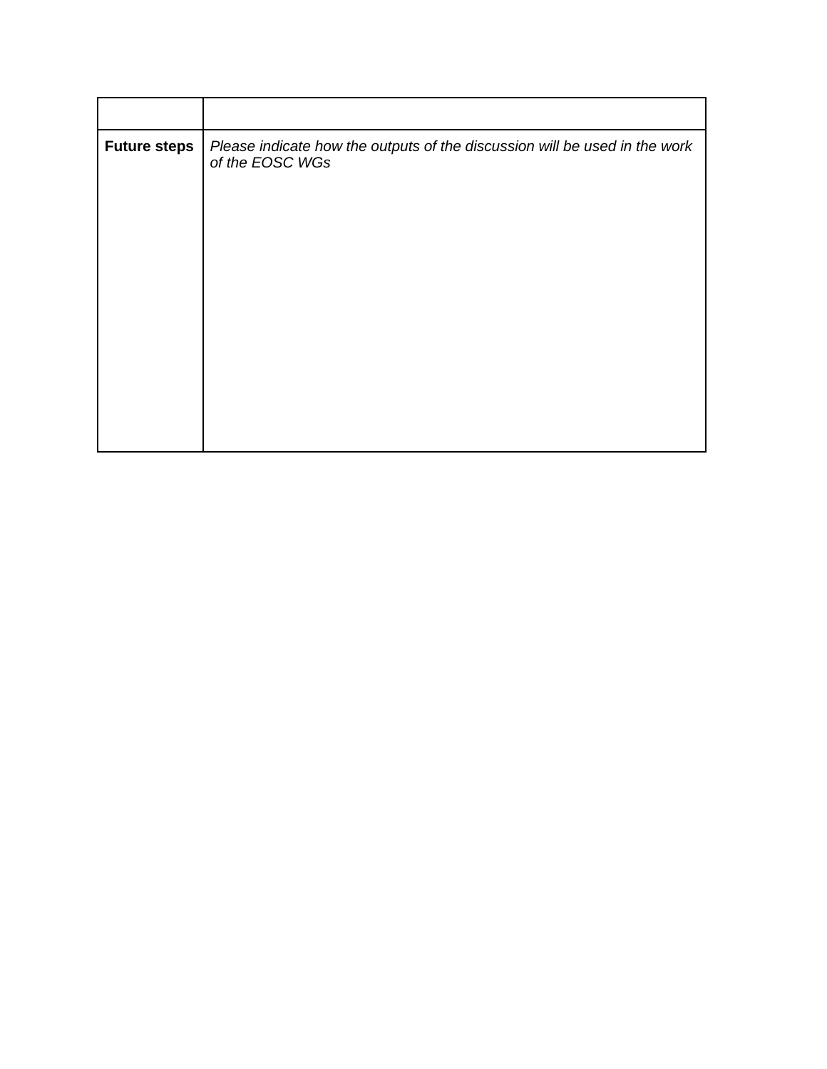| | |
|---|---|
| **Future steps** | *Please indicate how the outputs of the discussion will be used in the work of the EOSC WGs* |